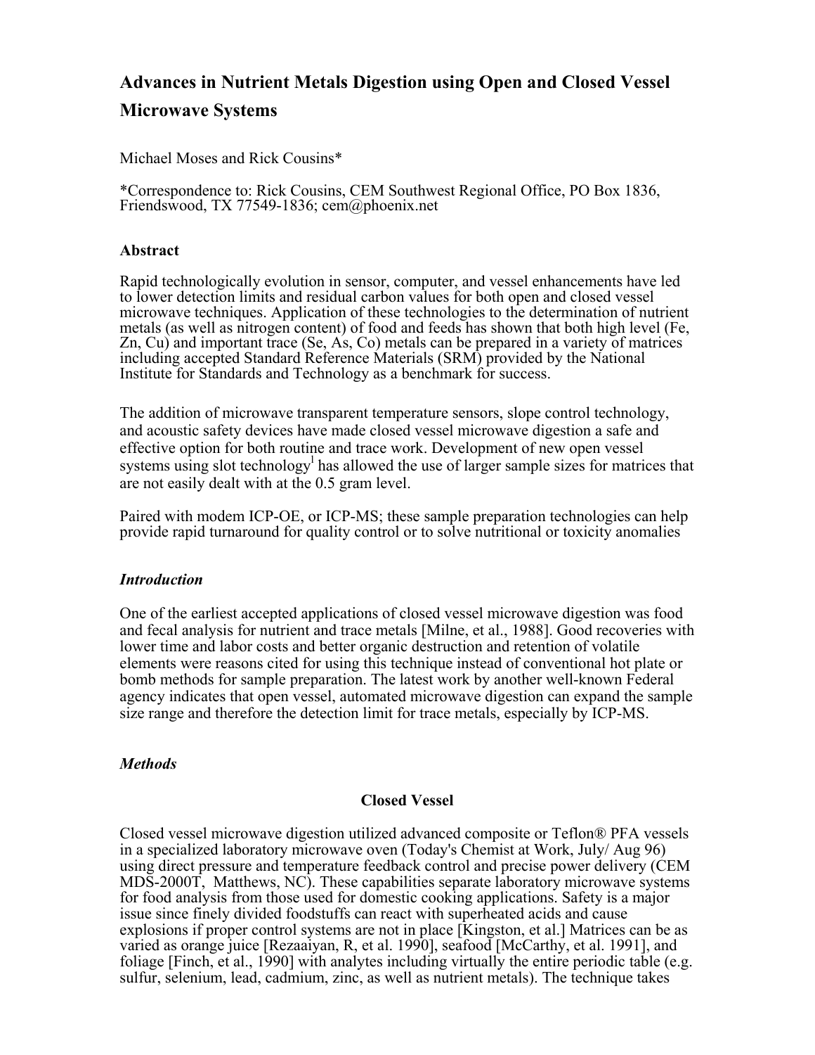# Advances in Nutrient Metals Digestion using Open and Closed Vessel Microwave Systems

Michael Moses and Rick Cousins*

*Correspondence to: Rick Cousins, CEM Southwest Regional Office, PO Box 1836, Friendswood, TX 77549-1836; cem@phoenix.net

### Abstract

Rapid technologically evolution in sensor, computer, and vessel enhancements have led to lower detection limits and residual carbon values for both open and closed vessel microwave techniques. Application of these technologies to the determination of nutrient metals (as well as nitrogen content) of food and feeds has shown that both high level (Fe, Zn, Cu) and important trace (Se, As, Co) metals can be prepared in a variety of matrices including accepted Standard Reference Materials (SRM) provided by the National Institute for Standards and Technology as a benchmark for success.

The addition of microwave transparent temperature sensors, slope control technology, and acoustic safety devices have made closed vessel microwave digestion a safe and effective option for both routine and trace work. Development of new open vessel systems using slot technology[1] has allowed the use of larger sample sizes for matrices that are not easily dealt with at the 0.5 gram level.

Paired with modem ICP-OE, or ICP-MS; these sample preparation technologies can help provide rapid turnaround for quality control or to solve nutritional or toxicity anomalies

### *Introduction*

One of the earliest accepted applications of closed vessel microwave digestion was food and fecal analysis for nutrient and trace metals [Milne, et al., 1988]. Good recoveries with lower time and labor costs and better organic destruction and retention of volatile elements were reasons cited for using this technique instead of conventional hot plate or bomb methods for sample preparation. The latest work by another well-known Federal agency indicates that open vessel, automated microwave digestion can expand the sample size range and therefore the detection limit for trace metals, especially by ICP-MS.

### *Methods*

#### Closed Vessel

Closed vessel microwave digestion utilized advanced composite or Teflon® PFA vessels in a specialized laboratory microwave oven (Today's Chemist at Work, July/ Aug 96) using direct pressure and temperature feedback control and precise power delivery (CEM MDS-2000T, Matthews, NC). These capabilities separate laboratory microwave systems for food analysis from those used for domestic cooking applications. Safety is a major issue since finely divided foodstuffs can react with superheated acids and cause explosions if proper control systems are not in place [Kingston, et al.] Matrices can be as varied as orange juice [Rezaaiyan, R, et al. 1990], seafood [McCarthy, et al. 1991], and foliage [Finch, et al., 1990] with analytes including virtually the entire periodic table (e.g. sulfur, selenium, lead, cadmium, zinc, as well as nutrient metals). The technique takes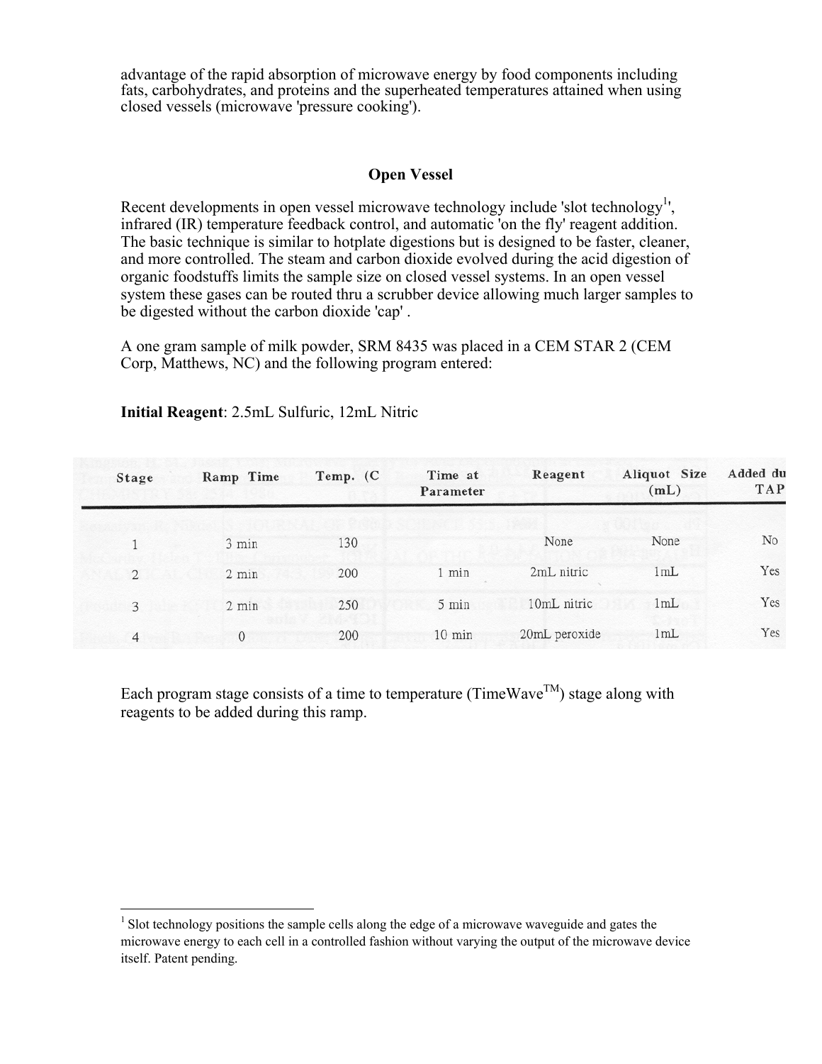advantage of the rapid absorption of microwave energy by food components including fats, carbohydrates, and proteins and the superheated temperatures attained when using closed vessels (microwave 'pressure cooking').

## Open Vessel

Recent developments in open vessel microwave technology include 'slot technology[1]', infrared (IR) temperature feedback control, and automatic 'on the fly' reagent addition. The basic technique is similar to hotplate digestions but is designed to be faster, cleaner, and more controlled. The steam and carbon dioxide evolved during the acid digestion of organic foodstuffs limits the sample size on closed vessel systems. In an open vessel system these gases can be routed thru a scrubber device allowing much larger samples to be digested without the carbon dioxide 'cap' .

A one gram sample of milk powder, SRM 8435 was placed in a CEM STAR 2 (CEM Corp, Matthews, NC) and the following program entered:

**Initial Reagent**: 2.5mL Sulfuric, 12mL Nitric

| Stage | Ramp Time | Temp. (C | Time at Parameter | Reagent | Aliquot Size (mL) | Added du TAP |
|---|---|---|---|---|---|---|
| 1 | 3 min | 130 | | None | None | No |
| 2 | 2 min | 200 | 1 min | 2mL nitric | 1mL | Yes |
| 3 | 2 min | 250 | 5 min | 10mL nitric | 1mL | Yes |
| 4 | 0 | 200 | 10 min | 20mL peroxide | 1mL | Yes |

Each program stage consists of a time to temperature (TimeWave™) stage along with reagents to be added during this ramp.

[1] Slot technology positions the sample cells along the edge of a microwave waveguide and gates the microwave energy to each cell in a controlled fashion without varying the output of the microwave device itself. Patent pending.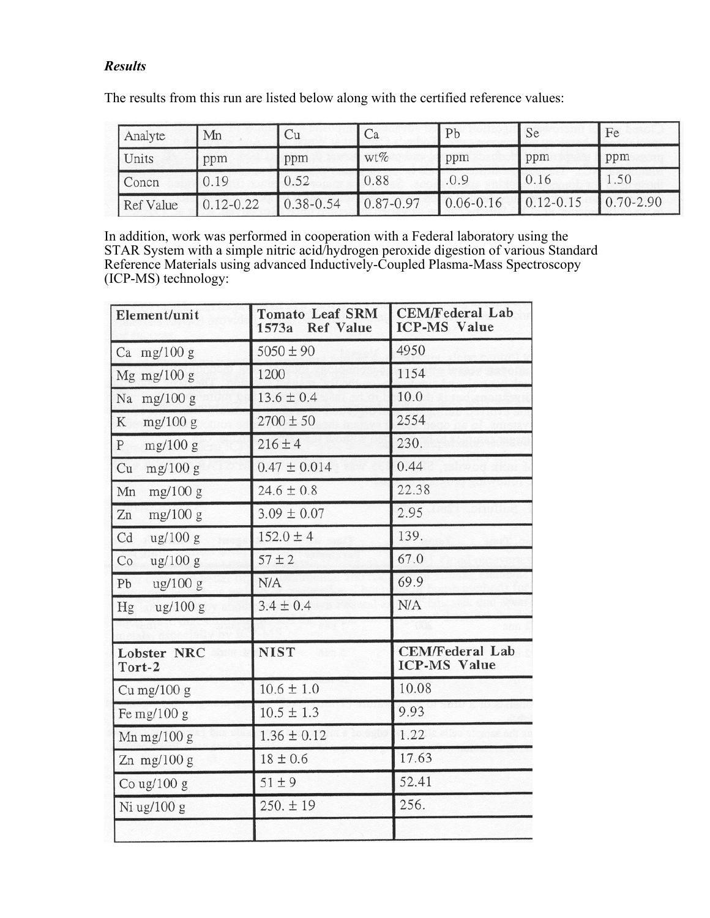***Results***

The results from this run are listed below along with the certified reference values:

| Analyte | Mn | Cu | Ca | Pb | Se | Fe |
|---|---|---|---|---|---|---|
| Units | ppm | ppm | wt% | ppm | ppm | ppm |
| Concn | 0.19 | 0.52 | 0.88 | .0.9 | 0.16 | 1.50 |
| Ref Value | 0.12-0.22 | 0.38-0.54 | 0.87-0.97 | 0.06-0.16 | 0.12-0.15 | 0.70-2.90 |

In addition, work was performed in cooperation with a Federal laboratory using the STAR System with a simple nitric acid/hydrogen peroxide digestion of various Standard Reference Materials using advanced Inductively-Coupled Plasma-Mass Spectroscopy (ICP-MS) technology:

| Element/unit | Tomato Leaf SRM 1573a Ref Value | CEM/Federal Lab ICP-MS Value |
|---|---|---|
| Ca mg/100 g | 5050 ± 90 | 4950 |
| Mg mg/100 g | 1200 | 1154 |
| Na mg/100 g | 13.6 ± 0.4 | 10.0 |
| K mg/100 g | 2700 ± 50 | 2554 |
| P mg/100 g | 216 ± 4 | 230. |
| Cu mg/100 g | 0.47 ± 0.014 | 0.44 |
| Mn mg/100 g | 24.6 ± 0.8 | 22.38 |
| Zn mg/100 g | 3.09 ± 0.07 | 2.95 |
| Cd ug/100 g | 152.0 ± 4 | 139. |
| Co ug/100 g | 57 ± 2 | 67.0 |
| Pb ug/100 g | N/A | 69.9 |
| Hg ug/100 g | 3.4 ± 0.4 | N/A |
| | | |
| **Lobster NRC Tort-2** | **NIST** | **CEM/Federal Lab ICP-MS Value** |
| Cu mg/100 g | 10.6 ± 1.0 | 10.08 |
| Fe mg/100 g | 10.5 ± 1.3 | 9.93 |
| Mn mg/100 g | 1.36 ± 0.12 | 1.22 |
| Zn mg/100 g | 18 ± 0.6 | 17.63 |
| Co ug/100 g | 51 ± 9 | 52.41 |
| Ni ug/100 g | 250. ± 19 | 256. |
| | | |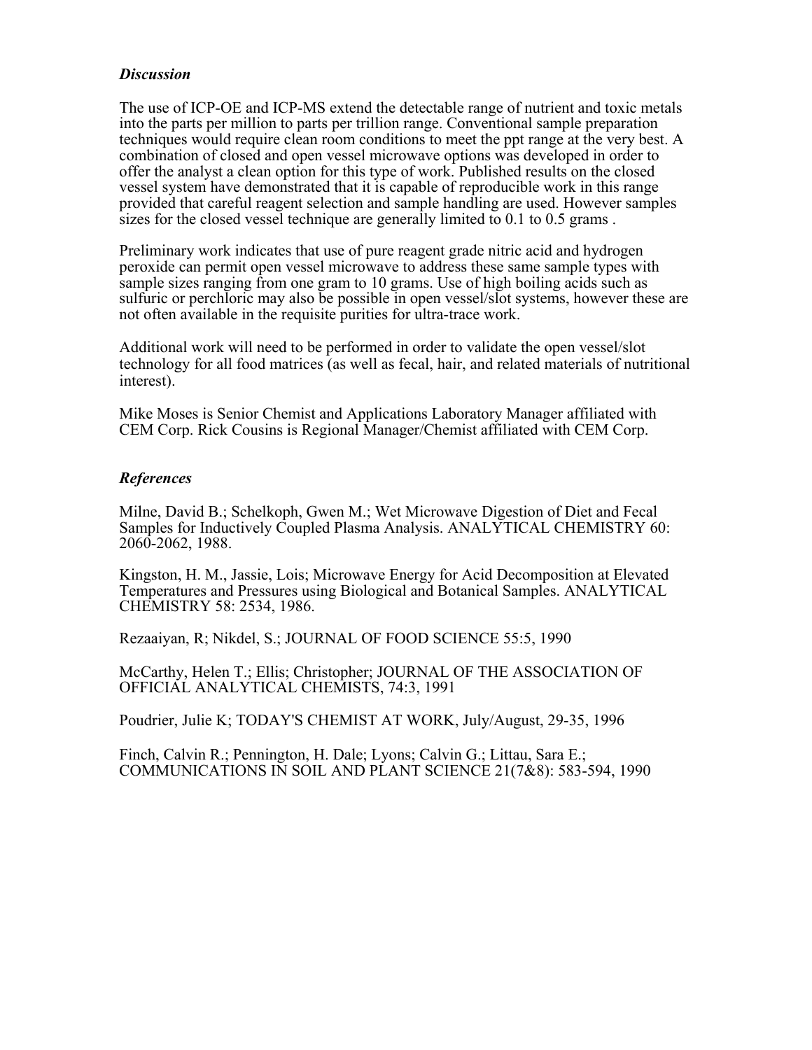### *Discussion*

The use of ICP-OE and ICP-MS extend the detectable range of nutrient and toxic metals into the parts per million to parts per trillion range. Conventional sample preparation techniques would require clean room conditions to meet the ppt range at the very best. A combination of closed and open vessel microwave options was developed in order to offer the analyst a clean option for this type of work. Published results on the closed vessel system have demonstrated that it is capable of reproducible work in this range provided that careful reagent selection and sample handling are used. However samples sizes for the closed vessel technique are generally limited to 0.1 to 0.5 grams .

Preliminary work indicates that use of pure reagent grade nitric acid and hydrogen peroxide can permit open vessel microwave to address these same sample types with sample sizes ranging from one gram to 10 grams. Use of high boiling acids such as sulfuric or perchloric may also be possible in open vessel/slot systems, however these are not often available in the requisite purities for ultra-trace work.

Additional work will need to be performed in order to validate the open vessel/slot technology for all food matrices (as well as fecal, hair, and related materials of nutritional interest).

Mike Moses is Senior Chemist and Applications Laboratory Manager affiliated with CEM Corp. Rick Cousins is Regional Manager/Chemist affiliated with CEM Corp.

### *References*

Milne, David B.; Schelkoph, Gwen M.; Wet Microwave Digestion of Diet and Fecal Samples for Inductively Coupled Plasma Analysis. ANALYTICAL CHEMISTRY 60: 2060-2062, 1988.

Kingston, H. M., Jassie, Lois; Microwave Energy for Acid Decomposition at Elevated Temperatures and Pressures using Biological and Botanical Samples. ANALYTICAL CHEMISTRY 58: 2534, 1986.

Rezaaiyan, R; Nikdel, S.; JOURNAL OF FOOD SCIENCE 55:5, 1990

McCarthy, Helen T.; Ellis; Christopher; JOURNAL OF THE ASSOCIATION OF OFFICIAL ANALYTICAL CHEMISTS, 74:3, 1991

Poudrier, Julie K; TODAY'S CHEMIST AT WORK, July/August, 29-35, 1996

Finch, Calvin R.; Pennington, H. Dale; Lyons; Calvin G.; Littau, Sara E.; COMMUNICATIONS IN SOIL AND PLANT SCIENCE 21(7&8): 583-594, 1990